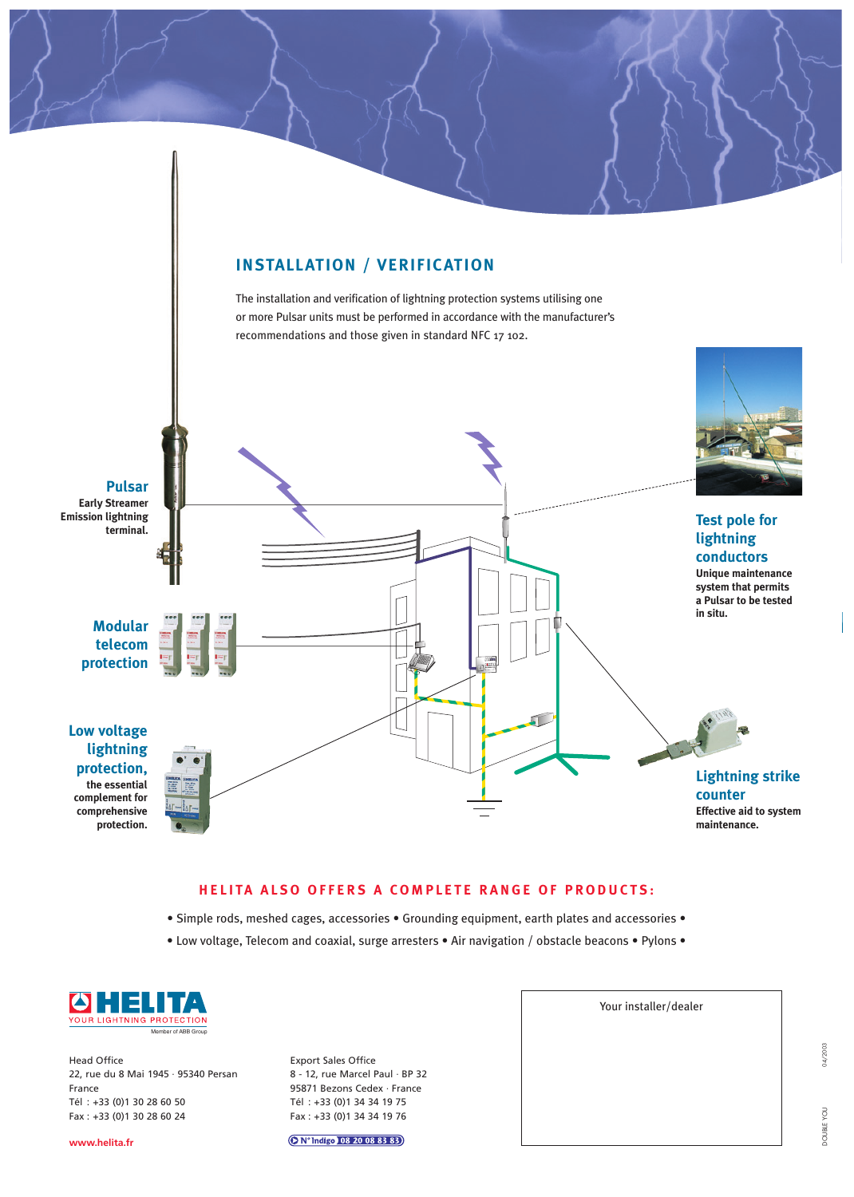## INSTALLATION / VERIFICATION

The installation and verification of lightning protection systems utilising one or more Pulsar units must be performed in accordance with the manufacturer's recommendations and those given in standard NFC 17 102.

**Pulsar**
**Early Streamer Emission lightning terminal.**

**Modular telecom protection**

**Low voltage lightning protection,**
**the essential complement for comprehensive protection.**

**Test pole for lightning conductors**
**Unique maintenance system that permits a Pulsar to be tested in situ.**

**Lightning strike counter**
**Effective aid to system maintenance.**

### HELITA ALSO OFFERS A COMPLETE RANGE OF PRODUCTS:

• Simple rods, meshed cages, accessories • Grounding equipment, earth plates and accessories •
• Low voltage, Telecom and coaxial, surge arresters • Air navigation / obstacle beacons • Pylons •

**HELITA**
YOUR LIGHTNING PROTECTION
Member of ABB Group

Head Office
22, rue du 8 Mai 1945 · 95340 Persan
France
Tél : +33 (0)1 30 28 60 50
Fax : +33 (0)1 30 28 60 24

www.helita.fr

Export Sales Office
8 - 12, rue Marcel Paul · BP 32
95871 Bezons Cedex · France
Tél : +33 (0)1 34 34 19 75
Fax : +33 (0)1 34 34 19 76

N° Indigo 08 20 08 83 83

Your installer/dealer

04/2003

DOUBLE YOU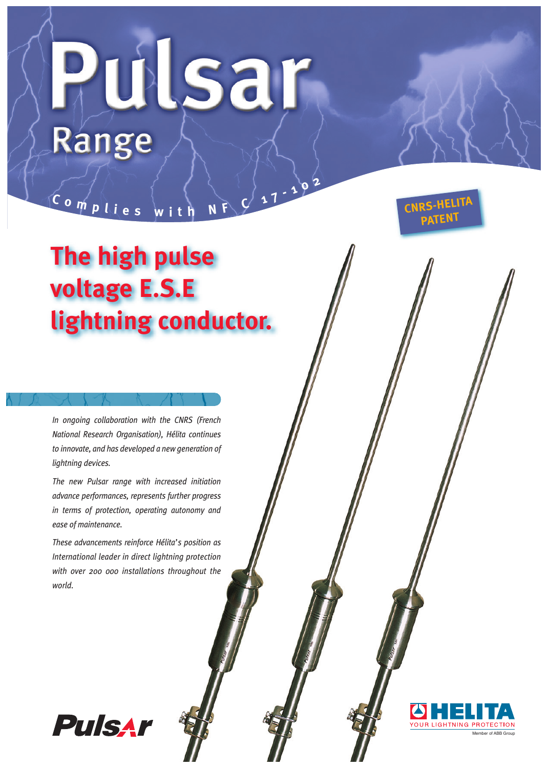# Pulsar

## Range

Complies with NF C 17-102

CNRS-HELITA PATENT

## The high pulse voltage E.S.E lightning conductor.

*In ongoing collaboration with the CNRS (French National Research Organisation), Hélita continues to innovate, and has developed a new generation of lightning devices.*

*The new Pulsar range with increased initiation advance performances, represents further progress in terms of protection, operating autonomy and ease of maintenance.*

*These advancements reinforce Hélita's position as International leader in direct lightning protection with over 200 000 installations throughout the world.*

Pulsar

HELITA
YOUR LIGHTNING PROTECTION
Member of ABB Group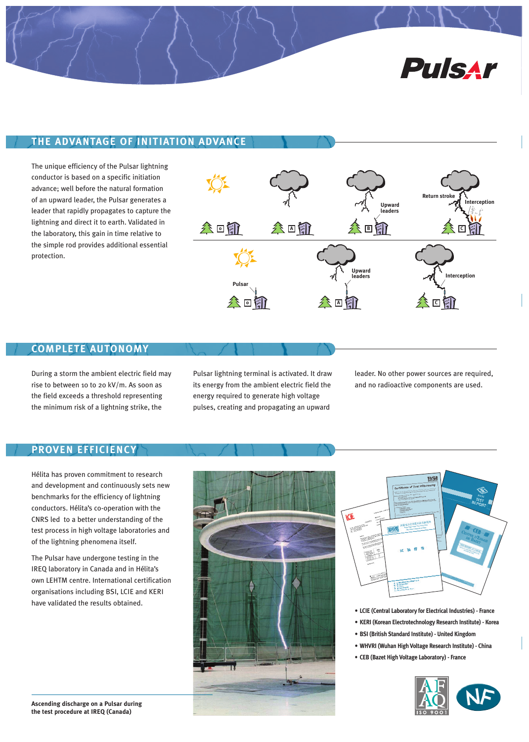## THE ADVANTAGE OF INITIATION ADVANCE

The unique efficiency of the Pulsar lightning conductor is based on a specific initiation advance; well before the natural formation of an upward leader, the Pulsar generates a leader that rapidly propagates to capture the lightning and direct it to earth. Validated in the laboratory, this gain in time relative to the simple rod provides additional essential protection.

## COMPLETE AUTONOMY

During a storm the ambient electric field may rise to between 10 to 20 kV/m. As soon as the field exceeds a threshold representing the minimum risk of a lightning strike, the Pulsar lightning terminal is activated. It draw its energy from the ambient electric field the energy required to generate high voltage pulses, creating and propagating an upward leader. No other power sources are required, and no radioactive components are used.

## PROVEN EFFICIENCY

Hélita has proven commitment to research and development and continuously sets new benchmarks for the efficiency of lightning conductors. Hélita's co-operation with the CNRS led to a better understanding of the test process in high voltage laboratories and of the lightning phenomena itself.

The Pulsar have undergone testing in the IREQ laboratory in Canada and in Hélita's own LEHTM centre. International certification organisations including BSI, LCIE and KERI have validated the results obtained.

**Ascending discharge on a Pulsar during the test procedure at IREQ (Canada)**

- **LCIE (Central Laboratory for Electrical Industries) - France**
- **KERI (Korean Electrotechnology Research Institute) - Korea**
- **BSI (British Standard Institute) - United Kingdom**
- **WHVRI (Wuhan High Voltage Research Institute) - China**
- **CEB (Bazet High Voltage Laboratory) - France**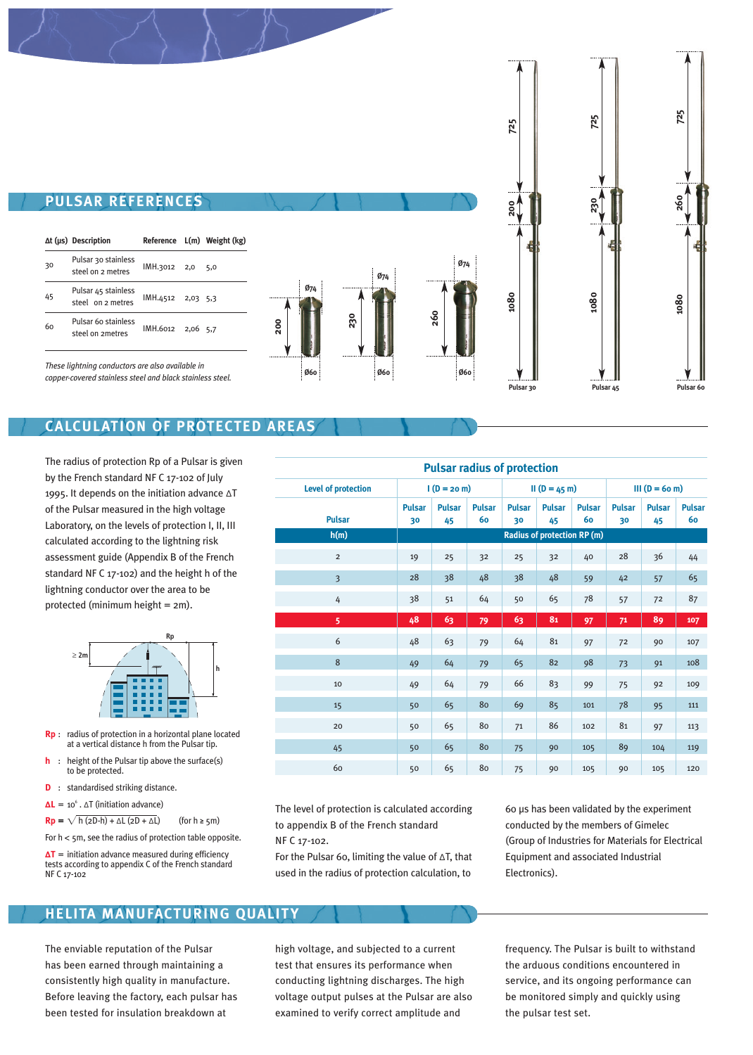## PULSAR REFERENCES

| Δt (µs) | Description | Reference | L(m) | Weight (kg) |
|---|---|---|---|---|
| 30 | Pulsar 30 stainless steel on 2 metres | IMH.3012 | 2,0 | 5,0 |
| 45 | Pulsar 45 stainless steel on 2 metres | IMH.4512 | 2,03 | 5,3 |
| 60 | Pulsar 60 stainless steel on 2metres | IMH.6012 | 2,06 | 5,7 |

*These lightning conductors are also available in copper-covered stainless steel and black stainless steel.*

200 Ø74 Ø60

230 Ø74 Ø60

260 Ø74 Ø60

725 200 1080 Pulsar 30

725 230 1080 Pulsar 45

725 260 1080 Pulsar 60

## CALCULATION OF PROTECTED AREAS

The radius of protection Rp of a Pulsar is given by the French standard NF C 17-102 of July 1995. It depends on the initiation advance ΔT of the Pulsar measured in the high voltage Laboratory, on the levels of protection I, II, III calculated according to the lightning risk assessment guide (Appendix B of the French standard NF C 17-102) and the height h of the lightning conductor over the area to be protected (minimum height = 2m).

Rp
≥ 2m
h

**Rp** : radius of protection in a horizontal plane located at a vertical distance h from the Pulsar tip.

**h** : height of the Pulsar tip above the surface(s) to be protected.

**D** : standardised striking distance.

**ΔL** = $10^6$ . ΔT (initiation advance)

**Rp** = $\sqrt{h\,(2D-h) + \Delta L\,(2D + \Delta L)}$ (for h ≥ 5m)

For h < 5m, see the radius of protection table opposite.

**ΔT** = initiation advance measured during efficiency tests according to appendix C of the French standard NF C 17-102

**Pulsar radius of protection**

| Level of protection | I (D = 20 m) | | | II (D = 45 m) | | | III (D = 60 m) | | |
|---|---|---|---|---|---|---|---|---|---|
| Pulsar | Pulsar 30 | Pulsar 45 | Pulsar 60 | Pulsar 30 | Pulsar 45 | Pulsar 60 | Pulsar 30 | Pulsar 45 | Pulsar 60 |
| h(m) | Radius of protection RP (m) | | | | | | | | |
| 2 | 19 | 25 | 32 | 25 | 32 | 40 | 28 | 36 | 44 |
| 3 | 28 | 38 | 48 | 38 | 48 | 59 | 42 | 57 | 65 |
| 4 | 38 | 51 | 64 | 50 | 65 | 78 | 57 | 72 | 87 |
| **5** | **48** | **63** | **79** | **63** | **81** | **97** | **71** | **89** | **107** |
| 6 | 48 | 63 | 79 | 64 | 81 | 97 | 72 | 90 | 107 |
| 8 | 49 | 64 | 79 | 65 | 82 | 98 | 73 | 91 | 108 |
| 10 | 49 | 64 | 79 | 66 | 83 | 99 | 75 | 92 | 109 |
| 15 | 50 | 65 | 80 | 69 | 85 | 101 | 78 | 95 | 111 |
| 20 | 50 | 65 | 80 | 71 | 86 | 102 | 81 | 97 | 113 |
| 45 | 50 | 65 | 80 | 75 | 90 | 105 | 89 | 104 | 119 |
| 60 | 50 | 65 | 80 | 75 | 90 | 105 | 90 | 105 | 120 |

The level of protection is calculated according to appendix B of the French standard NF C 17-102.

For the Pulsar 60, limiting the value of ΔT, that used in the radius of protection calculation, to 60 µs has been validated by the experiment conducted by the members of Gimelec (Group of Industries for Materials for Electrical Equipment and associated Industrial Electronics).

## HELITA MANUFACTURING QUALITY

The enviable reputation of the Pulsar has been earned through maintaining a consistently high quality in manufacture. Before leaving the factory, each pulsar has been tested for insulation breakdown at high voltage, and subjected to a current test that ensures its performance when conducting lightning discharges. The high voltage output pulses at the Pulsar are also examined to verify correct amplitude and frequency. The Pulsar is built to withstand the arduous conditions encountered in service, and its ongoing performance can be monitored simply and quickly using the pulsar test set.